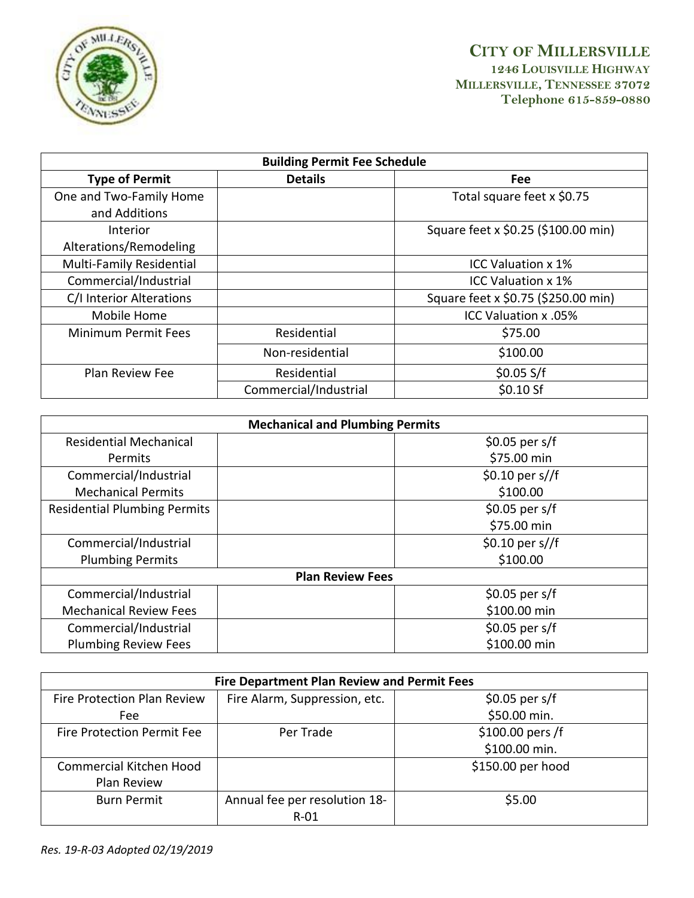# CITY OF MILLERSVILLE

**1246 LOUISVILLE HIGHWAY**
**MILLERSVILLE, TENNESSEE 37072**
**Telephone 615-859-0880**

| Building Permit Fee Schedule | | |
|---|---|---|
| **Type of Permit** | **Details** | **Fee** |
| One and Two-Family Home and Additions | | Total square feet x $0.75 |
| Interior Alterations/Remodeling | | Square feet x $0.25 ($100.00 min) |
| Multi-Family Residential | | ICC Valuation x 1% |
| Commercial/Industrial | | ICC Valuation x 1% |
| C/I Interior Alterations | | Square feet x $0.75 ($250.00 min) |
| Mobile Home | | ICC Valuation x .05% |
| Minimum Permit Fees | Residential | $75.00 |
| | Non-residential | $100.00 |
| Plan Review Fee | Residential | $0.05 S/f |
| | Commercial/Industrial | $0.10 Sf |

| Mechanical and Plumbing Permits | | |
|---|---|---|
| Residential Mechanical Permits | | $0.05 per s/f<br>$75.00 min |
| Commercial/Industrial Mechanical Permits | | $0.10 per s//f<br>$100.00 |
| Residential Plumbing Permits | | $0.05 per s/f<br>$75.00 min |
| Commercial/Industrial Plumbing Permits | | $0.10 per s//f<br>$100.00 |
| **Plan Review Fees** | | |
| Commercial/Industrial Mechanical Review Fees | | $0.05 per s/f<br>$100.00 min |
| Commercial/Industrial Plumbing Review Fees | | $0.05 per s/f<br>$100.00 min |

| Fire Department Plan Review and Permit Fees | | |
|---|---|---|
| Fire Protection Plan Review Fee | Fire Alarm, Suppression, etc. | $0.05 per s/f<br>$50.00 min. |
| Fire Protection Permit Fee | Per Trade | $100.00 pers /f<br>$100.00 min. |
| Commercial Kitchen Hood Plan Review | | $150.00 per hood |
| Burn Permit | Annual fee per resolution 18-R-01 | $5.00 |

*Res. 19-R-03 Adopted 02/19/2019*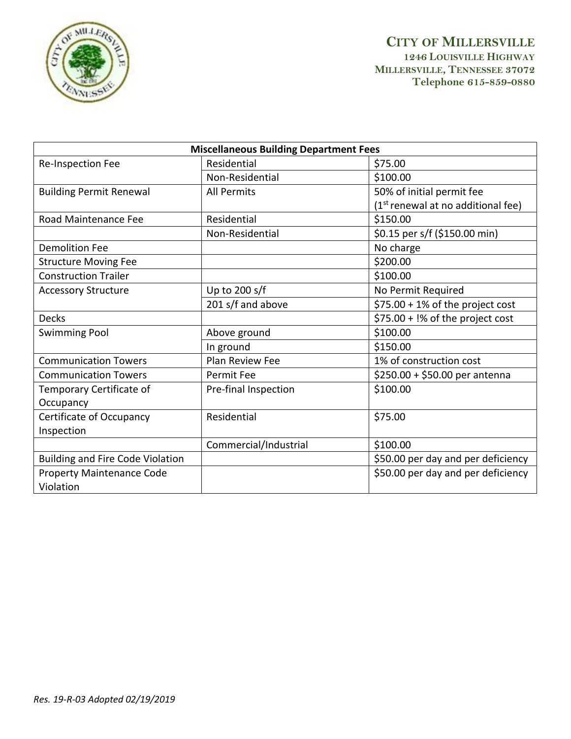**CITY OF MILLERSVILLE**
**1246 LOUISVILLE HIGHWAY**
**MILLERSVILLE, TENNESSEE 37072**
**Telephone 615-859-0880**

| **Miscellaneous Building Department Fees** | | |
|---|---|---|
| Re-Inspection Fee | Residential | $75.00 |
| | Non-Residential | $100.00 |
| Building Permit Renewal | All Permits | 50% of initial permit fee (1st renewal at no additional fee) |
| Road Maintenance Fee | Residential | $150.00 |
| | Non-Residential | $0.15 per s/f ($150.00 min) |
| Demolition Fee | | No charge |
| Structure Moving Fee | | $200.00 |
| Construction Trailer | | $100.00 |
| Accessory Structure | Up to 200 s/f | No Permit Required |
| | 201 s/f and above | $75.00 + 1% of the project cost |
| Decks | | $75.00 + !% of the project cost |
| Swimming Pool | Above ground | $100.00 |
| | In ground | $150.00 |
| Communication Towers | Plan Review Fee | 1% of construction cost |
| Communication Towers | Permit Fee | $250.00 + $50.00 per antenna |
| Temporary Certificate of Occupancy | Pre-final Inspection | $100.00 |
| Certificate of Occupancy Inspection | Residential | $75.00 |
| | Commercial/Industrial | $100.00 |
| Building and Fire Code Violation | | $50.00 per day and per deficiency |
| Property Maintenance Code Violation | | $50.00 per day and per deficiency |

*Res. 19-R-03 Adopted 02/19/2019*